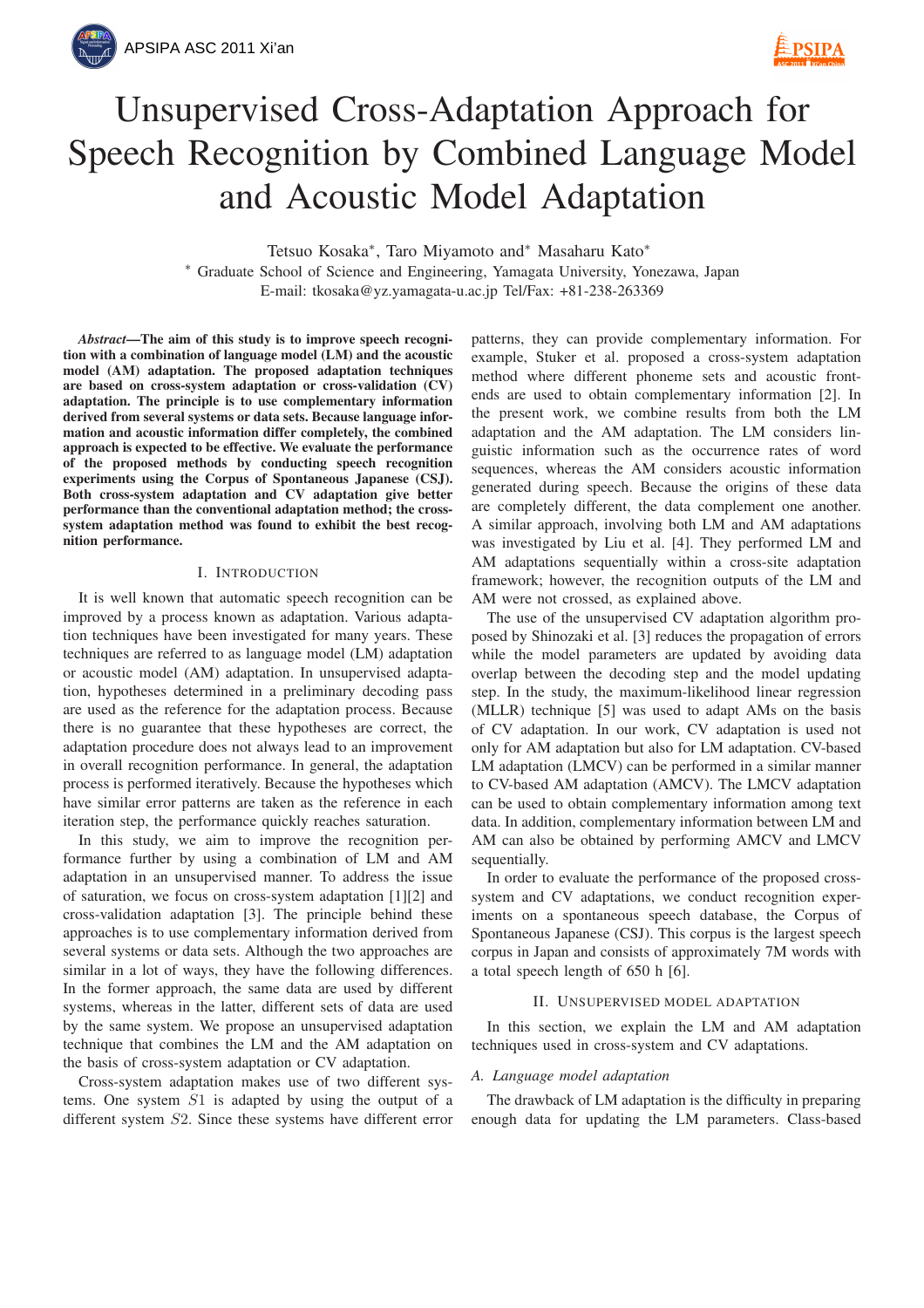# Unsupervised Cross-Adaptation Approach for Speech Recognition by Combined Language Model and Acoustic Model Adaptation

Tetsuo Kosaka*, Taro Miyamoto and* Masaharu Kato*

* Graduate School of Science and Engineering, Yamagata University, Yonezawa, Japan
E-mail: tkosaka@yz.yamagata-u.ac.jp Tel/Fax: +81-238-263369

***Abstract*—The aim of this study is to improve speech recognition with a combination of language model (LM) and the acoustic model (AM) adaptation. The proposed adaptation techniques are based on cross-system adaptation or cross-validation (CV) adaptation. The principle is to use complementary information derived from several systems or data sets. Because language information and acoustic information differ completely, the combined approach is expected to be effective. We evaluate the performance of the proposed methods by conducting speech recognition experiments using the Corpus of Spontaneous Japanese (CSJ). Both cross-system adaptation and CV adaptation give better performance than the conventional adaptation method; the cross-system adaptation method was found to exhibit the best recognition performance.**

## I. Introduction

It is well known that automatic speech recognition can be improved by a process known as adaptation. Various adaptation techniques have been investigated for many years. These techniques are referred to as language model (LM) adaptation or acoustic model (AM) adaptation. In unsupervised adaptation, hypotheses determined in a preliminary decoding pass are used as the reference for the adaptation process. Because there is no guarantee that these hypotheses are correct, the adaptation procedure does not always lead to an improvement in overall recognition performance. In general, the adaptation process is performed iteratively. Because the hypotheses which have similar error patterns are taken as the reference in each iteration step, the performance quickly reaches saturation.

In this study, we aim to improve the recognition performance further by using a combination of LM and AM adaptation in an unsupervised manner. To address the issue of saturation, we focus on cross-system adaptation [1][2] and cross-validation adaptation [3]. The principle behind these approaches is to use complementary information derived from several systems or data sets. Although the two approaches are similar in a lot of ways, they have the following differences. In the former approach, the same data are used by different systems, whereas in the latter, different sets of data are used by the same system. We propose an unsupervised adaptation technique that combines the LM and the AM adaptation on the basis of cross-system adaptation or CV adaptation.

Cross-system adaptation makes use of two different systems. One system $S1$ is adapted by using the output of a different system $S2$. Since these systems have different error patterns, they can provide complementary information. For example, Stuker et al. proposed a cross-system adaptation method where different phoneme sets and acoustic front-ends are used to obtain complementary information [2]. In the present work, we combine results from both the LM adaptation and the AM adaptation. The LM considers linguistic information such as the occurrence rates of word sequences, whereas the AM considers acoustic information generated during speech. Because the origins of these data are completely different, the data complement one another. A similar approach, involving both LM and AM adaptations was investigated by Liu et al. [4]. They performed LM and AM adaptations sequentially within a cross-site adaptation framework; however, the recognition outputs of the LM and AM were not crossed, as explained above.

The use of the unsupervised CV adaptation algorithm proposed by Shinozaki et al. [3] reduces the propagation of errors while the model parameters are updated by avoiding data overlap between the decoding step and the model updating step. In the study, the maximum-likelihood linear regression (MLLR) technique [5] was used to adapt AMs on the basis of CV adaptation. In our work, CV adaptation is used not only for AM adaptation but also for LM adaptation. CV-based LM adaptation (LMCV) can be performed in a similar manner to CV-based AM adaptation (AMCV). The LMCV adaptation can be used to obtain complementary information among text data. In addition, complementary information between LM and AM can also be obtained by performing AMCV and LMCV sequentially.

In order to evaluate the performance of the proposed cross-system and CV adaptations, we conduct recognition experiments on a spontaneous speech database, the Corpus of Spontaneous Japanese (CSJ). This corpus is the largest speech corpus in Japan and consists of approximately 7M words with a total speech length of 650 h [6].

## II. Unsupervised Model Adaptation

In this section, we explain the LM and AM adaptation techniques used in cross-system and CV adaptations.

### A. Language model adaptation

The drawback of LM adaptation is the difficulty in preparing enough data for updating the LM parameters. Class-based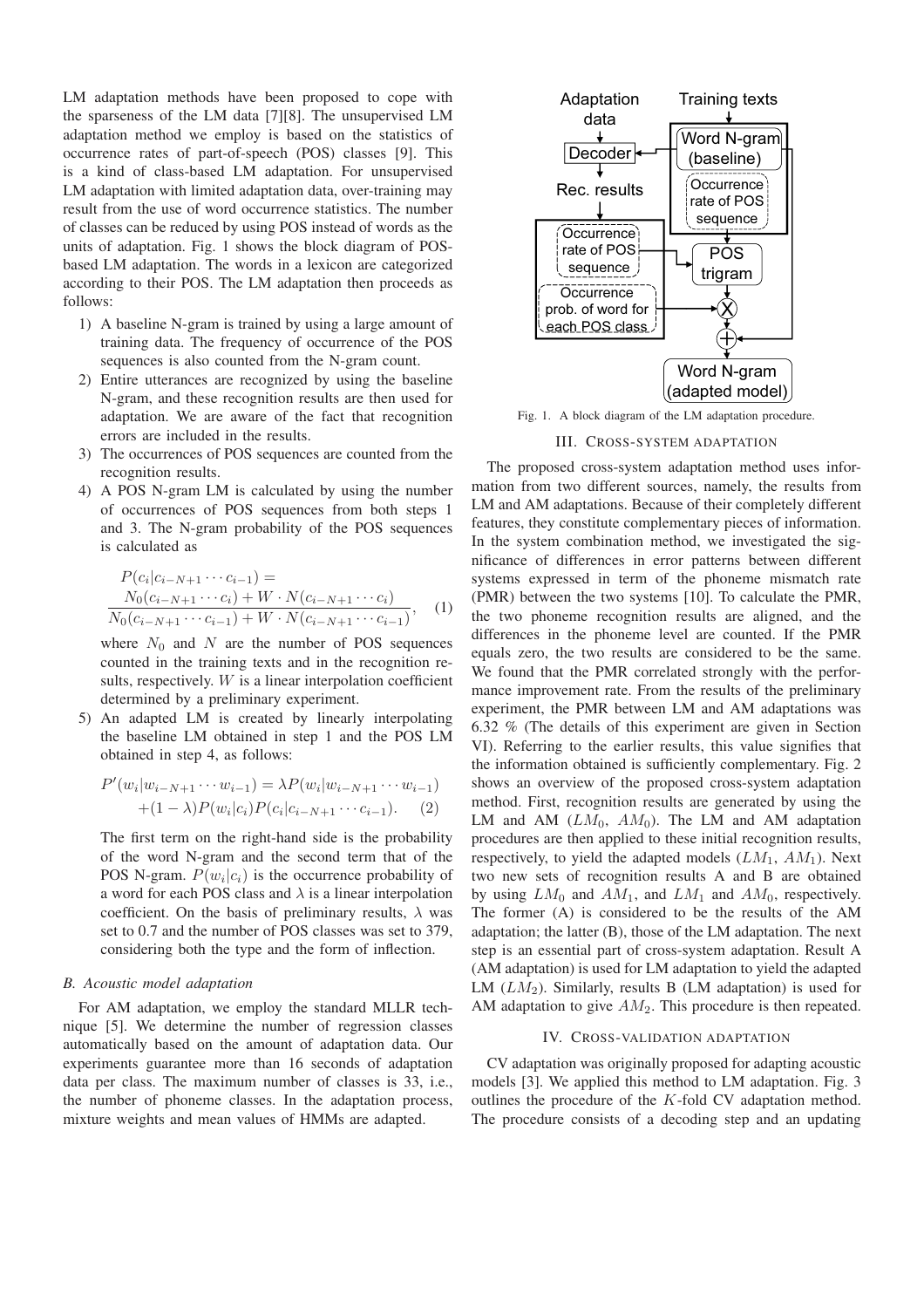LM adaptation methods have been proposed to cope with the sparseness of the LM data [7][8]. The unsupervised LM adaptation method we employ is based on the statistics of occurrence rates of part-of-speech (POS) classes [9]. This is a kind of class-based LM adaptation. For unsupervised LM adaptation with limited adaptation data, over-training may result from the use of word occurrence statistics. The number of classes can be reduced by using POS instead of words as the units of adaptation. Fig. 1 shows the block diagram of POS-based LM adaptation. The words in a lexicon are categorized according to their POS. The LM adaptation then proceeds as follows:

1) A baseline N-gram is trained by using a large amount of training data. The frequency of occurrence of the POS sequences is also counted from the N-gram count.
2) Entire utterances are recognized by using the baseline N-gram, and these recognition results are then used for adaptation. We are aware of the fact that recognition errors are included in the results.
3) The occurrences of POS sequences are counted from the recognition results.
4) A POS N-gram LM is calculated by using the number of occurrences of POS sequences from both steps 1 and 3. The N-gram probability of the POS sequences is calculated as

$$P(c_i|c_{i-N+1}\cdots c_{i-1}) = \frac{N_0(c_{i-N+1}\cdots c_i) + W\cdot N(c_{i-N+1}\cdots c_i)}{N_0(c_{i-N+1}\cdots c_{i-1}) + W\cdot N(c_{i-N+1}\cdots c_{i-1})}, \quad (1)$$

where $N_0$ and $N$ are the number of POS sequences counted in the training texts and in the recognition results, respectively. $W$ is a linear interpolation coefficient determined by a preliminary experiment.

5) An adapted LM is created by linearly interpolating the baseline LM obtained in step 1 and the POS LM obtained in step 4, as follows:

$$P'(w_i|w_{i-N+1}\cdots w_{i-1}) = \lambda P(w_i|w_{i-N+1}\cdots w_{i-1}) + (1-\lambda)P(w_i|c_i)P(c_i|c_{i-N+1}\cdots c_{i-1}). \quad (2)$$

The first term on the right-hand side is the probability of the word N-gram and the second term that of the POS N-gram. $P(w_i|c_i)$ is the occurrence probability of a word for each POS class and $\lambda$ is a linear interpolation coefficient. On the basis of preliminary results, $\lambda$ was set to 0.7 and the number of POS classes was set to 379, considering both the type and the form of inflection.

### B. Acoustic model adaptation

For AM adaptation, we employ the standard MLLR technique [5]. We determine the number of regression classes automatically based on the amount of adaptation data. Our experiments guarantee more than 16 seconds of adaptation data per class. The maximum number of classes is 33, i.e., the number of phoneme classes. In the adaptation process, mixture weights and mean values of HMMs are adapted.

Fig. 1. A block diagram of the LM adaptation procedure.

## III. Cross-system adaptation

The proposed cross-system adaptation method uses information from two different sources, namely, the results from LM and AM adaptations. Because of their completely different features, they constitute complementary pieces of information. In the system combination method, we investigated the significance of differences in error patterns between different systems expressed in term of the phoneme mismatch rate (PMR) between the two systems [10]. To calculate the PMR, the two phoneme recognition results are aligned, and the differences in the phoneme level are counted. If the PMR equals zero, the two results are considered to be the same. We found that the PMR correlated strongly with the performance improvement rate. From the results of the preliminary experiment, the PMR between LM and AM adaptations was 6.32 % (The details of this experiment are given in Section VI). Referring to the earlier results, this value signifies that the information obtained is sufficiently complementary. Fig. 2 shows an overview of the proposed cross-system adaptation method. First, recognition results are generated by using the LM and AM ($LM_0$, $AM_0$). The LM and AM adaptation procedures are then applied to these initial recognition results, respectively, to yield the adapted models ($LM_1$, $AM_1$). Next two new sets of recognition results A and B are obtained by using $LM_0$ and $AM_1$, and $LM_1$ and $AM_0$, respectively. The former (A) is considered to be the results of the AM adaptation; the latter (B), those of the LM adaptation. The next step is an essential part of cross-system adaptation. Result A (AM adaptation) is used for LM adaptation to yield the adapted LM ($LM_2$). Similarly, results B (LM adaptation) is used for AM adaptation to give $AM_2$. This procedure is then repeated.

## IV. Cross-validation adaptation

CV adaptation was originally proposed for adapting acoustic models [3]. We applied this method to LM adaptation. Fig. 3 outlines the procedure of the $K$-fold CV adaptation method. The procedure consists of a decoding step and an updating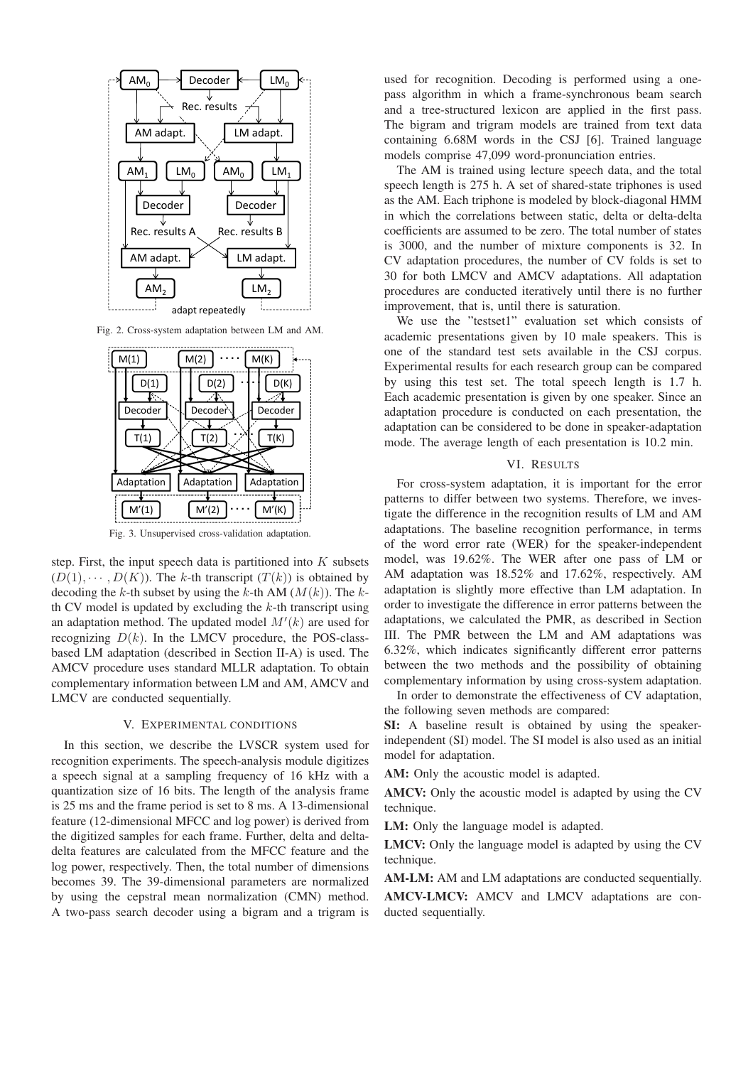Fig. 2. Cross-system adaptation between LM and AM.

Fig. 3. Unsupervised cross-validation adaptation.

step. First, the input speech data is partitioned into $K$ subsets $(D(1), \cdots, D(K))$. The $k$-th transcript $(T(k))$ is obtained by decoding the $k$-th subset by using the $k$-th AM $(M(k))$. The $k$-th CV model is updated by excluding the $k$-th transcript using an adaptation method. The updated model $M'(k)$ are used for recognizing $D(k)$. In the LMCV procedure, the POS-class-based LM adaptation (described in Section II-A) is used. The AMCV procedure uses standard MLLR adaptation. To obtain complementary information between LM and AM, AMCV and LMCV are conducted sequentially.

## V. Experimental conditions

In this section, we describe the LVSCR system used for recognition experiments. The speech-analysis module digitizes a speech signal at a sampling frequency of 16 kHz with a quantization size of 16 bits. The length of the analysis frame is 25 ms and the frame period is set to 8 ms. A 13-dimensional feature (12-dimensional MFCC and log power) is derived from the digitized samples for each frame. Further, delta and delta-delta features are calculated from the MFCC feature and the log power, respectively. Then, the total number of dimensions becomes 39. The 39-dimensional parameters are normalized by using the cepstral mean normalization (CMN) method. A two-pass search decoder using a bigram and a trigram is used for recognition. Decoding is performed using a one-pass algorithm in which a frame-synchronous beam search and a tree-structured lexicon are applied in the first pass. The bigram and trigram models are trained from text data containing 6.68M words in the CSJ [6]. Trained language models comprise 47,099 word-pronunciation entries.

The AM is trained using lecture speech data, and the total speech length is 275 h. A set of shared-state triphones is used as the AM. Each triphone is modeled by block-diagonal HMM in which the correlations between static, delta or delta-delta coefficients are assumed to be zero. The total number of states is 3000, and the number of mixture components is 32. In CV adaptation procedures, the number of CV folds is set to 30 for both LMCV and AMCV adaptations. All adaptation procedures are conducted iteratively until there is no further improvement, that is, until there is saturation.

We use the "testset1" evaluation set which consists of academic presentations given by 10 male speakers. This is one of the standard test sets available in the CSJ corpus. Experimental results for each research group can be compared by using this test set. The total speech length is 1.7 h. Each academic presentation is given by one speaker. Since an adaptation procedure is conducted on each presentation, the adaptation can be considered to be done in speaker-adaptation mode. The average length of each presentation is 10.2 min.

## VI. Results

For cross-system adaptation, it is important for the error patterns to differ between two systems. Therefore, we investigate the difference in the recognition results of LM and AM adaptations. The baseline recognition performance, in terms of the word error rate (WER) for the speaker-independent model, was 19.62%. The WER after one pass of LM or AM adaptation was 18.52% and 17.62%, respectively. AM adaptation is slightly more effective than LM adaptation. In order to investigate the difference in error patterns between the adaptations, we calculated the PMR, as described in Section III. The PMR between the LM and AM adaptations was 6.32%, which indicates significantly different error patterns between the two methods and the possibility of obtaining complementary information by using cross-system adaptation.

In order to demonstrate the effectiveness of CV adaptation, the following seven methods are compared:

**SI:** A baseline result is obtained by using the speaker-independent (SI) model. The SI model is also used as an initial model for adaptation.

**AM:** Only the acoustic model is adapted.

**AMCV:** Only the acoustic model is adapted by using the CV technique.

**LM:** Only the language model is adapted.

**LMCV:** Only the language model is adapted by using the CV technique.

**AM-LM:** AM and LM adaptations are conducted sequentially.

**AMCV-LMCV:** AMCV and LMCV adaptations are conducted sequentially.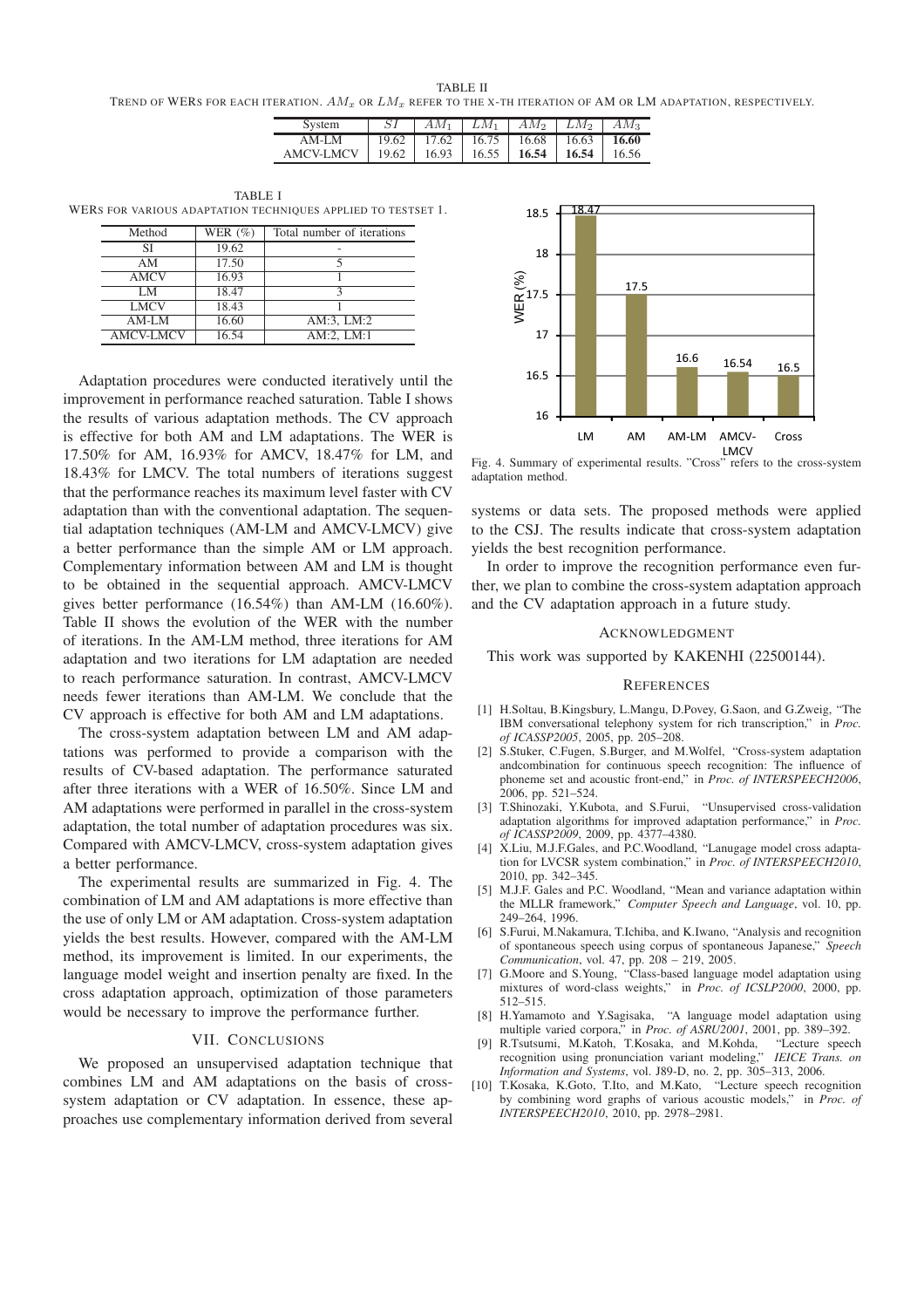TABLE II

TREND OF WERS FOR EACH ITERATION. $AM_x$ OR $LM_x$ REFER TO THE X-TH ITERATION OF AM OR LM ADAPTATION, RESPECTIVELY.

| System | $SI$ | $AM_1$ | $LM_1$ | $AM_2$ | $LM_2$ | $AM_3$ |
|---|---|---|---|---|---|---|
| AM-LM | 19.62 | 17.62 | 16.75 | 16.68 | 16.63 | **16.60** |
| AMCV-LMCV | 19.62 | 16.93 | 16.55 | **16.54** | **16.54** | 16.56 |

TABLE I

WERS FOR VARIOUS ADAPTATION TECHNIQUES APPLIED TO TESTSET 1.

| Method | WER (%) | Total number of iterations |
|---|---|---|
| SI | 19.62 | - |
| AM | 17.50 | 5 |
| AMCV | 16.93 | 1 |
| LM | 18.47 | 3 |
| LMCV | 18.43 | 1 |
| AM-LM | 16.60 | AM:3, LM:2 |
| AMCV-LMCV | 16.54 | AM:2, LM:1 |

Adaptation procedures were conducted iteratively until the improvement in performance reached saturation. Table I shows the results of various adaptation methods. The CV approach is effective for both AM and LM adaptations. The WER is 17.50% for AM, 16.93% for AMCV, 18.47% for LM, and 18.43% for LMCV. The total numbers of iterations suggest that the performance reaches its maximum level faster with CV adaptation than with the conventional adaptation. The sequential adaptation techniques (AM-LM and AMCV-LMCV) give a better performance than the simple AM or LM approach. Complementary information between AM and LM is thought to be obtained in the sequential approach. AMCV-LMCV gives better performance (16.54%) than AM-LM (16.60%). Table II shows the evolution of the WER with the number of iterations. In the AM-LM method, three iterations for AM adaptation and two iterations for LM adaptation are needed to reach performance saturation. In contrast, AMCV-LMCV needs fewer iterations than AM-LM. We conclude that the CV approach is effective for both AM and LM adaptations.

The cross-system adaptation between LM and AM adaptations was performed to provide a comparison with the results of CV-based adaptation. The performance saturated after three iterations with a WER of 16.50%. Since LM and AM adaptations were performed in parallel in the cross-system adaptation, the total number of adaptation procedures was six. Compared with AMCV-LMCV, cross-system adaptation gives a better performance.

The experimental results are summarized in Fig. 4. The combination of LM and AM adaptations is more effective than the use of only LM or AM adaptation. Cross-system adaptation yields the best results. However, compared with the AM-LM method, its improvement is limited. In our experiments, the language model weight and insertion penalty are fixed. In the cross adaptation approach, optimization of those parameters would be necessary to improve the performance further.

WER (%)
18.5
18
17.5
17
16.5
16
18.47
17.5
16.6
16.54
16.5
LM
AM
AM-LM
AMCV-LMCV
Cross

Fig. 4. Summary of experimental results. "Cross" refers to the cross-system adaptation method.

## VII. CONCLUSIONS

We proposed an unsupervised adaptation technique that combines LM and AM adaptations on the basis of cross-system adaptation or CV adaptation. In essence, these approaches use complementary information derived from several systems or data sets. The proposed methods were applied to the CSJ. The results indicate that cross-system adaptation yields the best recognition performance.

In order to improve the recognition performance even further, we plan to combine the cross-system adaptation approach and the CV adaptation approach in a future study.

## ACKNOWLEDGMENT

This work was supported by KAKENHI (22500144).

## REFERENCES

[1] H.Soltau, B.Kingsbury, L.Mangu, D.Povey, G.Saon, and G.Zweig, "The IBM conversational telephony system for rich transcription," in *Proc. of ICASSP2005*, 2005, pp. 205–208.

[2] S.Stuker, C.Fugen, S.Burger, and M.Wolfel, "Cross-system adaptation andcombination for continuous speech recognition: The influence of phoneme set and acoustic front-end," in *Proc. of INTERSPEECH2006*, 2006, pp. 521–524.

[3] T.Shinozaki, Y.Kubota, and S.Furui, "Unsupervised cross-validation adaptation algorithms for improved adaptation performance," in *Proc. of ICASSP2009*, 2009, pp. 4377–4380.

[4] X.Liu, M.J.F.Gales, and P.C.Woodland, "Lanugage model cross adaptation for LVCSR system combination," in *Proc. of INTERSPEECH2010*, 2010, pp. 342–345.

[5] M.J.F. Gales and P.C. Woodland, "Mean and variance adaptation within the MLLR framework," *Computer Speech and Language*, vol. 10, pp. 249–264, 1996.

[6] S.Furui, M.Nakamura, T.Ichiba, and K.Iwano, "Analysis and recognition of spontaneous speech using corpus of spontaneous Japanese," *Speech Communication*, vol. 47, pp. 208 – 219, 2005.

[7] G.Moore and S.Young, "Class-based language model adaptation using mixtures of word-class weights," in *Proc. of ICSLP2000*, 2000, pp. 512–515.

[8] H.Yamamoto and Y.Sagisaka, "A language model adaptation using multiple varied corpora," in *Proc. of ASRU2001*, 2001, pp. 389–392.

[9] R.Tsutsumi, M.Katoh, T.Kosaka, and M.Kohda, "Lecture speech recognition using pronunciation variant modeling," *IEICE Trans. on Information and Systems*, vol. J89-D, no. 2, pp. 305–313, 2006.

[10] T.Kosaka, K.Goto, T.Ito, and M.Kato, "Lecture speech recognition by combining word graphs of various acoustic models," in *Proc. of INTERSPEECH2010*, 2010, pp. 2978–2981.